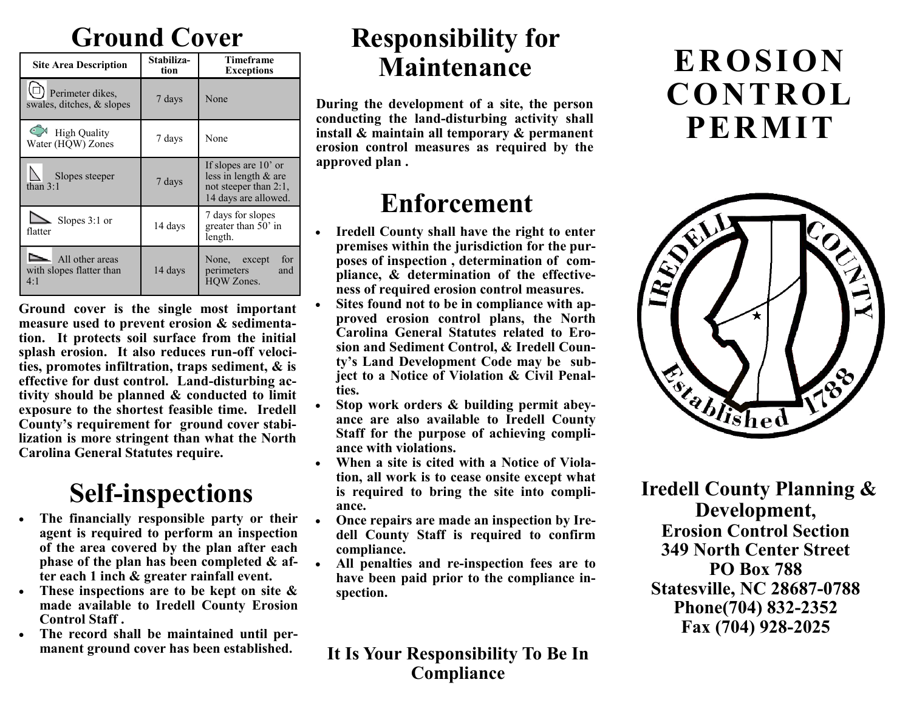# Ground Cover

| Site Area Description | Stabilization | Timeframe Exceptions |
|---|---|---|
| Perimeter dikes, swales, ditches, & slopes | 7 days | None |
| High Quality Water (HQW) Zones | 7 days | None |
| Slopes steeper than 3:1 | 7 days | If slopes are 10' or less in length & are not steeper than 2:1, 14 days are allowed. |
| Slopes 3:1 or flatter | 14 days | 7 days for slopes greater than 50' in length. |
| All other areas with slopes flatter than 4:1 | 14 days | None, except for perimeters and HQW Zones. |

**Ground cover is the single most important measure used to prevent erosion & sedimentation. It protects soil surface from the initial splash erosion. It also reduces run-off velocities, promotes infiltration, traps sediment, & is effective for dust control. Land-disturbing activity should be planned & conducted to limit exposure to the shortest feasible time. Iredell County's requirement for ground cover stabilization is more stringent than what the North Carolina General Statutes require.**

# Self-inspections

- **The financially responsible party or their agent is required to perform an inspection of the area covered by the plan after each phase of the plan has been completed & after each 1 inch & greater rainfall event.**
- **These inspections are to be kept on site & made available to Iredell County Erosion Control Staff .**
- **The record shall be maintained until permanent ground cover has been established.**

# Responsibility for Maintenance

**During the development of a site, the person conducting the land-disturbing activity shall install & maintain all temporary & permanent erosion control measures as required by the approved plan .**

# Enforcement

- **Iredell County shall have the right to enter premises within the jurisdiction for the purposes of inspection , determination of compliance, & determination of the effectiveness of required erosion control measures.**
- **Sites found not to be in compliance with approved erosion control plans, the North Carolina General Statutes related to Erosion and Sediment Control, & Iredell County's Land Development Code may be subject to a Notice of Violation & Civil Penalties.**
- **Stop work orders & building permit abeyance are also available to Iredell County Staff for the purpose of achieving compliance with violations.**
- **When a site is cited with a Notice of Violation, all work is to cease onsite except what is required to bring the site into compliance.**
- **Once repairs are made an inspection by Iredell County Staff is required to confirm compliance.**
- **All penalties and re-inspection fees are to have been paid prior to the compliance inspection.**

**It Is Your Responsibility To Be In Compliance**

# EROSION CONTROL PERMIT

IREDELL COUNTY
Established 1788

**Iredell County Planning & Development,**
**Erosion Control Section**
**349 North Center Street**
**PO Box 788**
**Statesville, NC 28687-0788**
**Phone(704) 832-2352**
**Fax (704) 928-2025**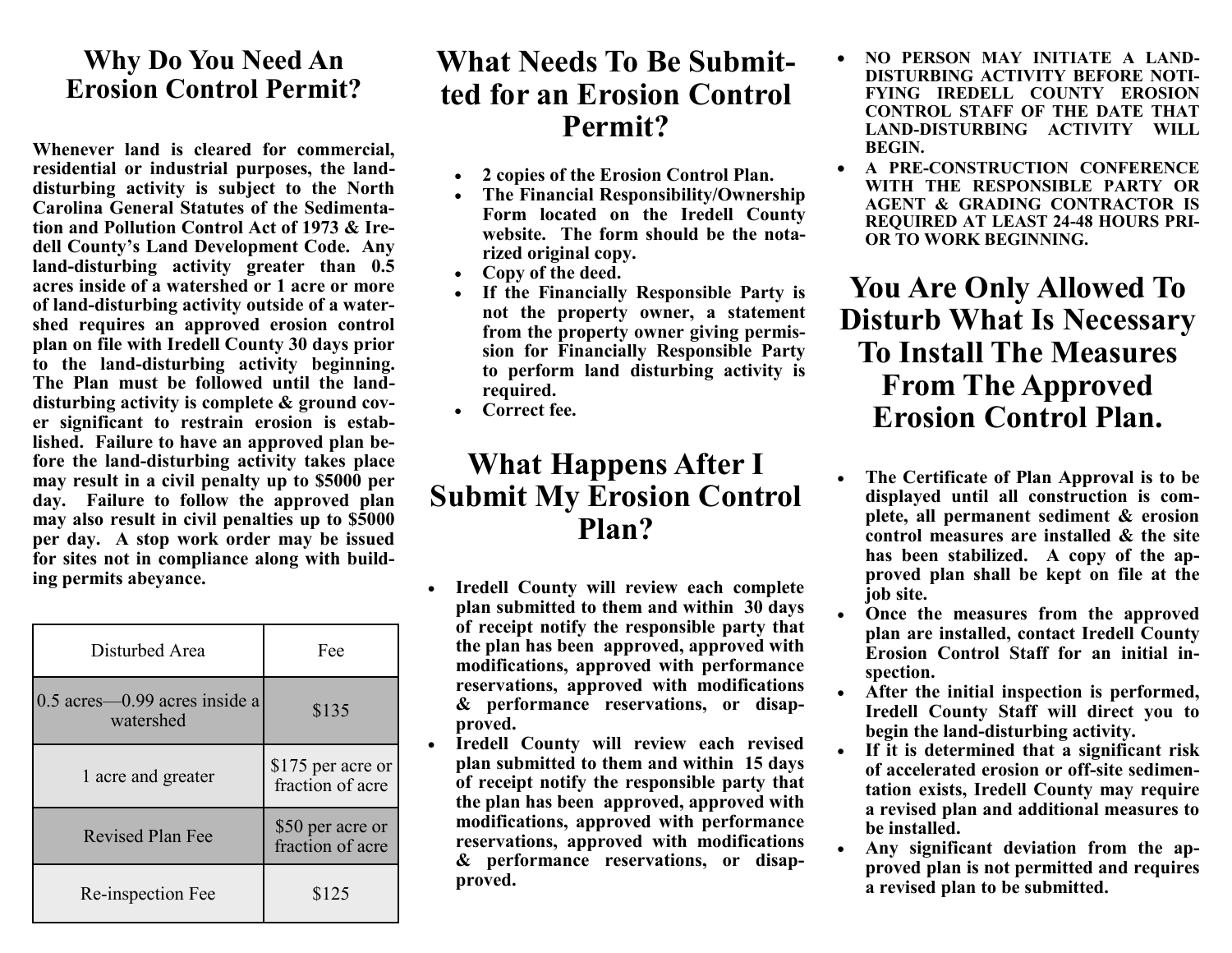## Why Do You Need An Erosion Control Permit?

**Whenever land is cleared for commercial, residential or industrial purposes, the land-disturbing activity is subject to the North Carolina General Statutes of the Sedimentation and Pollution Control Act of 1973 & Iredell County's Land Development Code. Any land-disturbing activity greater than 0.5 acres inside of a watershed or 1 acre or more of land-disturbing activity outside of a watershed requires an approved erosion control plan on file with Iredell County 30 days prior to the land-disturbing activity beginning. The Plan must be followed until the land-disturbing activity is complete & ground cover significant to restrain erosion is established. Failure to have an approved plan before the land-disturbing activity takes place may result in a civil penalty up to $5000 per day. Failure to follow the approved plan may also result in civil penalties up to $5000 per day. A stop work order may be issued for sites not in compliance along with building permits abeyance.**

| Disturbed Area | Fee |
|---|---|
| 0.5 acres—0.99 acres inside a watershed | $135 |
| 1 acre and greater | $175 per acre or fraction of acre |
| Revised Plan Fee | $50 per acre or fraction of acre |
| Re-inspection Fee | $125 |

## What Needs To Be Submitted for an Erosion Control Permit?

- **2 copies of the Erosion Control Plan.**
- **The Financial Responsibility/Ownership Form located on the Iredell County website. The form should be the notarized original copy.**
- **Copy of the deed.**
- **If the Financially Responsible Party is not the property owner, a statement from the property owner giving permission for Financially Responsible Party to perform land disturbing activity is required.**
- **Correct fee.**

## What Happens After I Submit My Erosion Control Plan?

- **Iredell County will review each complete plan submitted to them and within 30 days of receipt notify the responsible party that the plan has been approved, approved with modifications, approved with performance reservations, approved with modifications & performance reservations, or disapproved.**
- **Iredell County will review each revised plan submitted to them and within 15 days of receipt notify the responsible party that the plan has been approved, approved with modifications, approved with performance reservations, approved with modifications & performance reservations, or disapproved.**
- **NO PERSON MAY INITIATE A LAND-DISTURBING ACTIVITY BEFORE NOTIFYING IREDELL COUNTY EROSION CONTROL STAFF OF THE DATE THAT LAND-DISTURBING ACTIVITY WILL BEGIN.**
- **A PRE-CONSTRUCTION CONFERENCE WITH THE RESPONSIBLE PARTY OR AGENT & GRADING CONTRACTOR IS REQUIRED AT LEAST 24-48 HOURS PRIOR TO WORK BEGINNING.**

## You Are Only Allowed To Disturb What Is Necessary To Install The Measures From The Approved Erosion Control Plan.

- **The Certificate of Plan Approval is to be displayed until all construction is complete, all permanent sediment & erosion control measures are installed & the site has been stabilized. A copy of the approved plan shall be kept on file at the job site.**
- **Once the measures from the approved plan are installed, contact Iredell County Erosion Control Staff for an initial inspection.**
- **After the initial inspection is performed, Iredell County Staff will direct you to begin the land-disturbing activity.**
- **If it is determined that a significant risk of accelerated erosion or off-site sedimentation exists, Iredell County may require a revised plan and additional measures to be installed.**
- **Any significant deviation from the approved plan is not permitted and requires a revised plan to be submitted.**